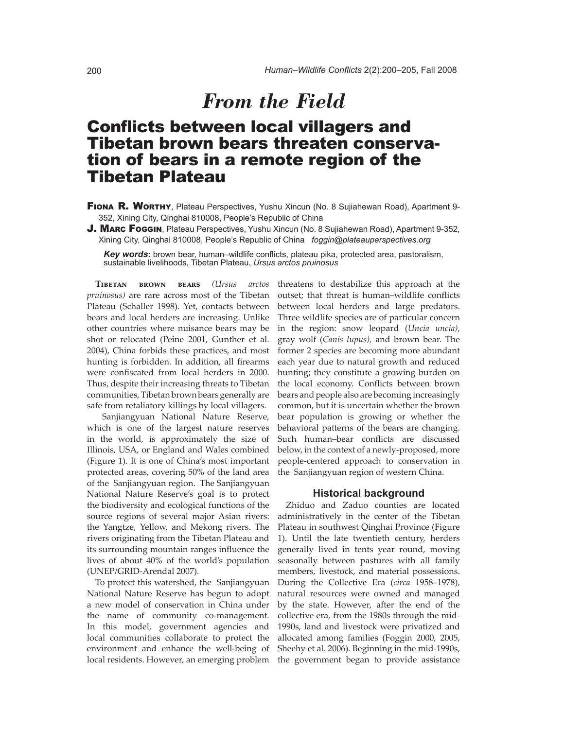# From the Field

## Conflicts between local villagers and Tibetan brown bears threaten conservation of bears in a remote region of the Tibetan Plateau

**Fiona R. Worthy**, Plateau Perspectives, Yushu Xincun (No. 8 Sujiahewan Road), Apartment 9-352, Xining City, Qinghai 810008, People's Republic of China

**J. Marc Foggin**, Plateau Perspectives, Yushu Xincun (No. 8 Sujiahewan Road), Apartment 9-352, Xining City, Qinghai 810008, People's Republic of China *foggin@plateauperspectives.org*

***Key words*:** brown bear, human–wildlife conflicts, plateau pika, protected area, pastoralism, sustainable livelihoods, Tibetan Plateau, *Ursus arctos pruinosus*

Tibetan brown bears *(Ursus arctos pruinosus)* are rare across most of the Tibetan Plateau (Schaller 1998). Yet, contacts between bears and local herders are increasing. Unlike other countries where nuisance bears may be shot or relocated (Peine 2001, Gunther et al. 2004), China forbids these practices, and most hunting is forbidden. In addition, all firearms were confiscated from local herders in 2000. Thus, despite their increasing threats to Tibetan communities, Tibetan brown bears generally are safe from retaliatory killings by local villagers.

Sanjiangyuan National Nature Reserve, which is one of the largest nature reserves in the world, is approximately the size of Illinois, USA, or England and Wales combined (Figure 1). It is one of China's most important protected areas, covering 50% of the land area of the Sanjiangyuan region. The Sanjiangyuan National Nature Reserve's goal is to protect the biodiversity and ecological functions of the source regions of several major Asian rivers: the Yangtze, Yellow, and Mekong rivers. The rivers originating from the Tibetan Plateau and its surrounding mountain ranges influence the lives of about 40% of the world's population (UNEP/GRID-Arendal 2007).

To protect this watershed, the Sanjiangyuan National Nature Reserve has begun to adopt a new model of conservation in China under the name of community co-management. In this model, government agencies and local communities collaborate to protect the environment and enhance the well-being of local residents. However, an emerging problem threatens to destabilize this approach at the outset; that threat is human–wildlife conflicts between local herders and large predators. Three wildlife species are of particular concern in the region: snow leopard (*Uncia uncia)*, gray wolf (*Canis lupus),* and brown bear. The former 2 species are becoming more abundant each year due to natural growth and reduced hunting; they constitute a growing burden on the local economy. Conflicts between brown bears and people also are becoming increasingly common, but it is uncertain whether the brown bear population is growing or whether the behavioral patterns of the bears are changing. Such human–bear conflicts are discussed below, in the context of a newly-proposed, more people-centered approach to conservation in the Sanjiangyuan region of western China.

### Historical background

Zhiduo and Zaduo counties are located administratively in the center of the Tibetan Plateau in southwest Qinghai Province (Figure 1). Until the late twentieth century, herders generally lived in tents year round, moving seasonally between pastures with all family members, livestock, and material possessions. During the Collective Era (*circa* 1958–1978), natural resources were owned and managed by the state. However, after the end of the collective era, from the 1980s through the mid-1990s, land and livestock were privatized and allocated among families (Foggin 2000, 2005, Sheehy et al. 2006). Beginning in the mid-1990s, the government began to provide assistance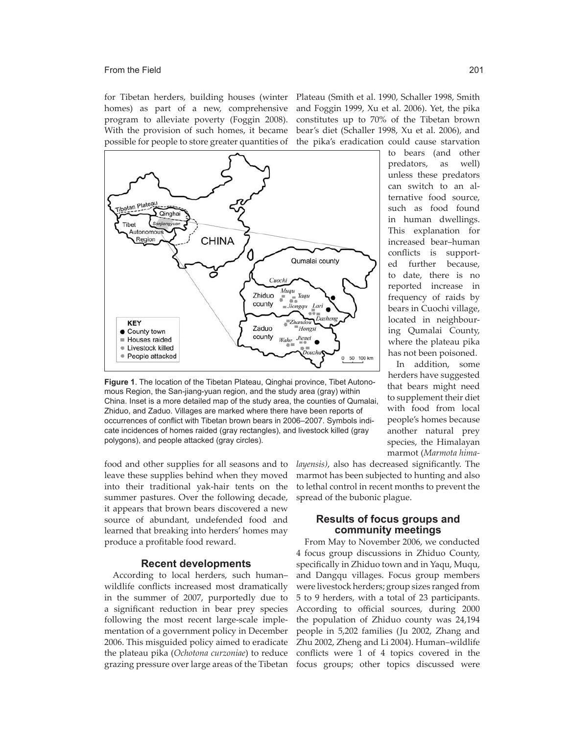for Tibetan herders, building houses (winter homes) as part of a new, comprehensive program to alleviate poverty (Foggin 2008). With the provision of such homes, it became possible for people to store greater quantities of food and other supplies for all seasons and to leave these supplies behind when they moved into their traditional yak-hair tents on the summer pastures. Over the following decade, it appears that brown bears discovered a new source of abundant, undefended food and learned that breaking into herders' homes may produce a profitable food reward.

**Figure 1**. The location of the Tibetan Plateau, Qinghai province, Tibet Autonomous Region, the San-jiang-yuan region, and the study area (gray) within China. Inset is a more detailed map of the study area, the counties of Qumalai, Zhiduo, and Zaduo. Villages are marked where there have been reports of occurrences of conflict with Tibetan brown bears in 2006–2007. Symbols indicate incidences of homes raided (gray rectangles), and livestock killed (gray polygons), and people attacked (gray circles).

## Recent developments

According to local herders, such human–wildlife conflicts increased most dramatically in the summer of 2007, purportedly due to a significant reduction in bear prey species following the most recent large-scale implementation of a government policy in December 2006. This misguided policy aimed to eradicate the plateau pika (*Ochotona curzoniae*) to reduce grazing pressure over large areas of the Tibetan Plateau (Smith et al. 1990, Schaller 1998, Smith and Foggin 1999, Xu et al. 2006). Yet, the pika constitutes up to 70% of the Tibetan brown bear's diet (Schaller 1998, Xu et al. 2006), and the pika's eradication could cause starvation to bears (and other predators, as well) unless these predators can switch to an alternative food source, such as food found in human dwellings. This explanation for increased bear–human conflicts is supported further because, to date, there is no reported increase in frequency of raids by bears in Cuochi village, located in neighbouring Qumalai County, where the plateau pika has not been poisoned.

In addition, some herders have suggested that bears might need to supplement their diet with food from local people's homes because another natural prey species, the Himalayan marmot (*Marmota himalayensis)*, also has decreased significantly. The marmot has been subjected to hunting and also to lethal control in recent months to prevent the spread of the bubonic plague.

## Results of focus groups and community meetings

From May to November 2006, we conducted 4 focus group discussions in Zhiduo County, specifically in Zhiduo town and in Yaqu, Muqu, and Dangqu villages. Focus group members were livestock herders; group sizes ranged from 5 to 9 herders, with a total of 23 participants. According to official sources, during 2000 the population of Zhiduo county was 24,194 people in 5,202 families (Ju 2002, Zhang and Zhu 2002, Zheng and Li 2004). Human–wildlife conflicts were 1 of 4 topics covered in the focus groups; other topics discussed were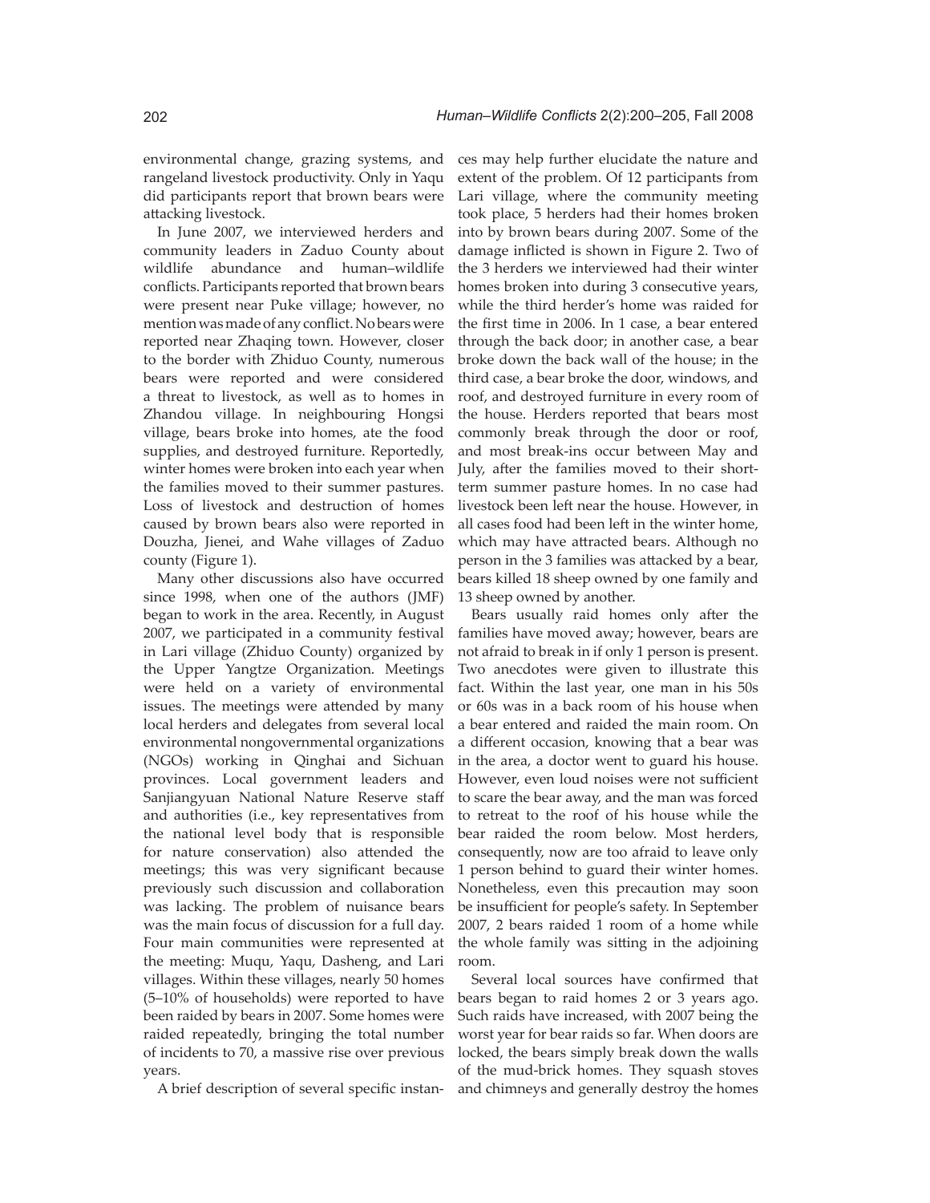environmental change, grazing systems, and rangeland livestock productivity. Only in Yaqu did participants report that brown bears were attacking livestock.

In June 2007, we interviewed herders and community leaders in Zaduo County about wildlife abundance and human–wildlife conflicts. Participants reported that brown bears were present near Puke village; however, no mention was made of any conflict. No bears were reported near Zhaqing town. However, closer to the border with Zhiduo County, numerous bears were reported and were considered a threat to livestock, as well as to homes in Zhandou village. In neighbouring Hongsi village, bears broke into homes, ate the food supplies, and destroyed furniture. Reportedly, winter homes were broken into each year when the families moved to their summer pastures. Loss of livestock and destruction of homes caused by brown bears also were reported in Douzha, Jienei, and Wahe villages of Zaduo county (Figure 1).

Many other discussions also have occurred since 1998, when one of the authors (JMF) began to work in the area. Recently, in August 2007, we participated in a community festival in Lari village (Zhiduo County) organized by the Upper Yangtze Organization. Meetings were held on a variety of environmental issues. The meetings were attended by many local herders and delegates from several local environmental nongovernmental organizations (NGOs) working in Qinghai and Sichuan provinces. Local government leaders and Sanjiangyuan National Nature Reserve staff and authorities (i.e., key representatives from the national level body that is responsible for nature conservation) also attended the meetings; this was very significant because previously such discussion and collaboration was lacking. The problem of nuisance bears was the main focus of discussion for a full day. Four main communities were represented at the meeting: Muqu, Yaqu, Dasheng, and Lari villages. Within these villages, nearly 50 homes (5–10% of households) were reported to have been raided by bears in 2007. Some homes were raided repeatedly, bringing the total number of incidents to 70, a massive rise over previous years.

A brief description of several specific instances may help further elucidate the nature and extent of the problem. Of 12 participants from Lari village, where the community meeting took place, 5 herders had their homes broken into by brown bears during 2007. Some of the damage inflicted is shown in Figure 2. Two of the 3 herders we interviewed had their winter homes broken into during 3 consecutive years, while the third herder's home was raided for the first time in 2006. In 1 case, a bear entered through the back door; in another case, a bear broke down the back wall of the house; in the third case, a bear broke the door, windows, and roof, and destroyed furniture in every room of the house. Herders reported that bears most commonly break through the door or roof, and most break-ins occur between May and July, after the families moved to their short-term summer pasture homes. In no case had livestock been left near the house. However, in all cases food had been left in the winter home, which may have attracted bears. Although no person in the 3 families was attacked by a bear, bears killed 18 sheep owned by one family and 13 sheep owned by another.

Bears usually raid homes only after the families have moved away; however, bears are not afraid to break in if only 1 person is present. Two anecdotes were given to illustrate this fact. Within the last year, one man in his 50s or 60s was in a back room of his house when a bear entered and raided the main room. On a different occasion, knowing that a bear was in the area, a doctor went to guard his house. However, even loud noises were not sufficient to scare the bear away, and the man was forced to retreat to the roof of his house while the bear raided the room below. Most herders, consequently, now are too afraid to leave only 1 person behind to guard their winter homes. Nonetheless, even this precaution may soon be insufficient for people's safety. In September 2007, 2 bears raided 1 room of a home while the whole family was sitting in the adjoining room.

Several local sources have confirmed that bears began to raid homes 2 or 3 years ago. Such raids have increased, with 2007 being the worst year for bear raids so far. When doors are locked, the bears simply break down the walls of the mud-brick homes. They squash stoves and chimneys and generally destroy the homes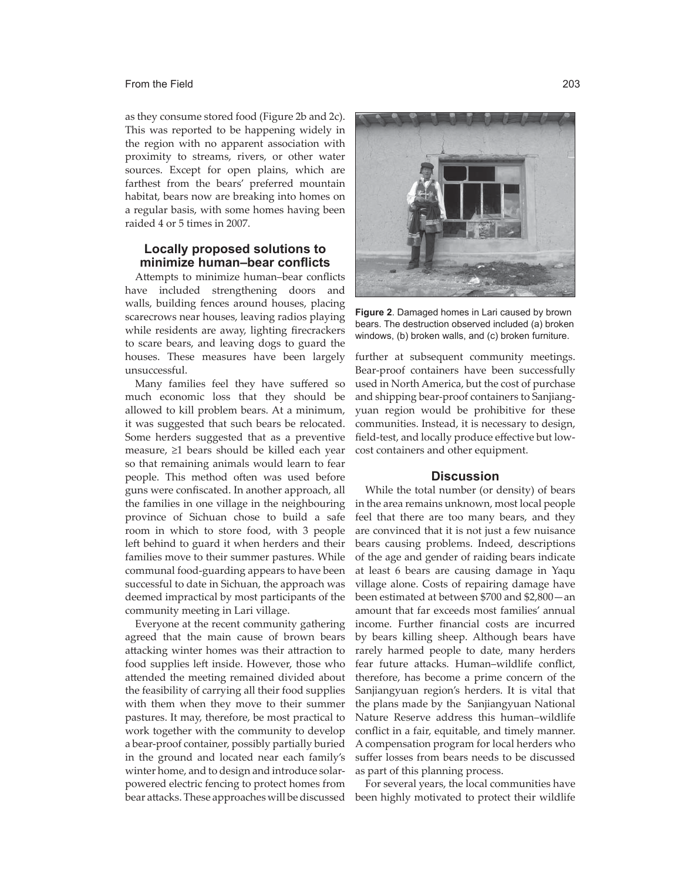as they consume stored food (Figure 2b and 2c). This was reported to be happening widely in the region with no apparent association with proximity to streams, rivers, or other water sources. Except for open plains, which are farthest from the bears' preferred mountain habitat, bears now are breaking into homes on a regular basis, with some homes having been raided 4 or 5 times in 2007.

## Locally proposed solutions to minimize human–bear conflicts

Attempts to minimize human–bear conflicts have included strengthening doors and walls, building fences around houses, placing scarecrows near houses, leaving radios playing while residents are away, lighting firecrackers to scare bears, and leaving dogs to guard the houses. These measures have been largely unsuccessful.

Many families feel they have suffered so much economic loss that they should be allowed to kill problem bears. At a minimum, it was suggested that such bears be relocated. Some herders suggested that as a preventive measure, ≥1 bears should be killed each year so that remaining animals would learn to fear people. This method often was used before guns were confiscated. In another approach, all the families in one village in the neighbouring province of Sichuan chose to build a safe room in which to store food, with 3 people left behind to guard it when herders and their families move to their summer pastures. While communal food-guarding appears to have been successful to date in Sichuan, the approach was deemed impractical by most participants of the community meeting in Lari village.

Everyone at the recent community gathering agreed that the main cause of brown bears attacking winter homes was their attraction to food supplies left inside. However, those who attended the meeting remained divided about the feasibility of carrying all their food supplies with them when they move to their summer pastures. It may, therefore, be most practical to work together with the community to develop a bear-proof container, possibly partially buried in the ground and located near each family's winter home, and to design and introduce solar-powered electric fencing to protect homes from bear attacks. These approaches will be discussed further at subsequent community meetings. Bear-proof containers have been successfully used in North America, but the cost of purchase and shipping bear-proof containers to Sanjiangyuan region would be prohibitive for these communities. Instead, it is necessary to design, field-test, and locally produce effective but low-cost containers and other equipment.

**Figure 2**. Damaged homes in Lari caused by brown bears. The destruction observed included (a) broken windows, (b) broken walls, and (c) broken furniture.

## Discussion

While the total number (or density) of bears in the area remains unknown, most local people feel that there are too many bears, and they are convinced that it is not just a few nuisance bears causing problems. Indeed, descriptions of the age and gender of raiding bears indicate at least 6 bears are causing damage in Yaqu village alone. Costs of repairing damage have been estimated at between $700 and $2,800—an amount that far exceeds most families' annual income. Further financial costs are incurred by bears killing sheep. Although bears have rarely harmed people to date, many herders fear future attacks. Human–wildlife conflict, therefore, has become a prime concern of the Sanjiangyuan region's herders. It is vital that the plans made by the Sanjiangyuan National Nature Reserve address this human–wildlife conflict in a fair, equitable, and timely manner. A compensation program for local herders who suffer losses from bears needs to be discussed as part of this planning process.

For several years, the local communities have been highly motivated to protect their wildlife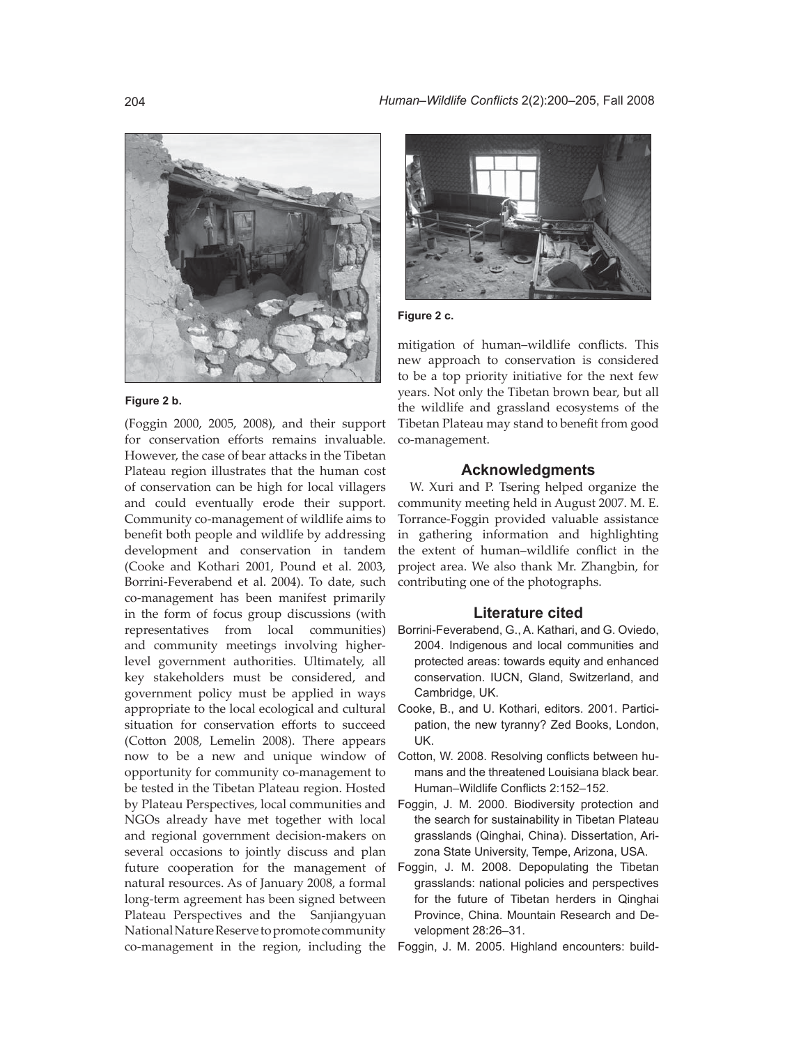Figure 2 b.

(Foggin 2000, 2005, 2008), and their support for conservation efforts remains invaluable. However, the case of bear attacks in the Tibetan Plateau region illustrates that the human cost of conservation can be high for local villagers and could eventually erode their support. Community co-management of wildlife aims to benefit both people and wildlife by addressing development and conservation in tandem (Cooke and Kothari 2001, Pound et al. 2003, Borrini-Feverabend et al. 2004). To date, such co-management has been manifest primarily in the form of focus group discussions (with representatives from local communities) and community meetings involving higher-level government authorities. Ultimately, all key stakeholders must be considered, and government policy must be applied in ways appropriate to the local ecological and cultural situation for conservation efforts to succeed (Cotton 2008, Lemelin 2008). There appears now to be a new and unique window of opportunity for community co-management to be tested in the Tibetan Plateau region. Hosted by Plateau Perspectives, local communities and NGOs already have met together with local and regional government decision-makers on several occasions to jointly discuss and plan future cooperation for the management of natural resources. As of January 2008, a formal long-term agreement has been signed between Plateau Perspectives and the Sanjiangyuan National Nature Reserve to promote community co-management in the region, including the mitigation of human–wildlife conflicts. This new approach to conservation is considered to be a top priority initiative for the next few years. Not only the Tibetan brown bear, but all the wildlife and grassland ecosystems of the Tibetan Plateau may stand to benefit from good co-management.

Figure 2 c.

## Acknowledgments

W. Xuri and P. Tsering helped organize the community meeting held in August 2007. M. E. Torrance-Foggin provided valuable assistance in gathering information and highlighting the extent of human–wildlife conflict in the project area. We also thank Mr. Zhangbin, for contributing one of the photographs.

## Literature cited

Borrini-Feverabend, G., A. Kathari, and G. Oviedo, 2004. Indigenous and local communities and protected areas: towards equity and enhanced conservation. IUCN, Gland, Switzerland, and Cambridge, UK.

Cooke, B., and U. Kothari, editors. 2001. Participation, the new tyranny? Zed Books, London, UK.

Cotton, W. 2008. Resolving conflicts between humans and the threatened Louisiana black bear. Human–Wildlife Conflicts 2:152–152.

Foggin, J. M. 2000. Biodiversity protection and the search for sustainability in Tibetan Plateau grasslands (Qinghai, China). Dissertation, Arizona State University, Tempe, Arizona, USA.

Foggin, J. M. 2008. Depopulating the Tibetan grasslands: national policies and perspectives for the future of Tibetan herders in Qinghai Province, China. Mountain Research and Development 28:26–31.

Foggin, J. M. 2005. Highland encounters: build-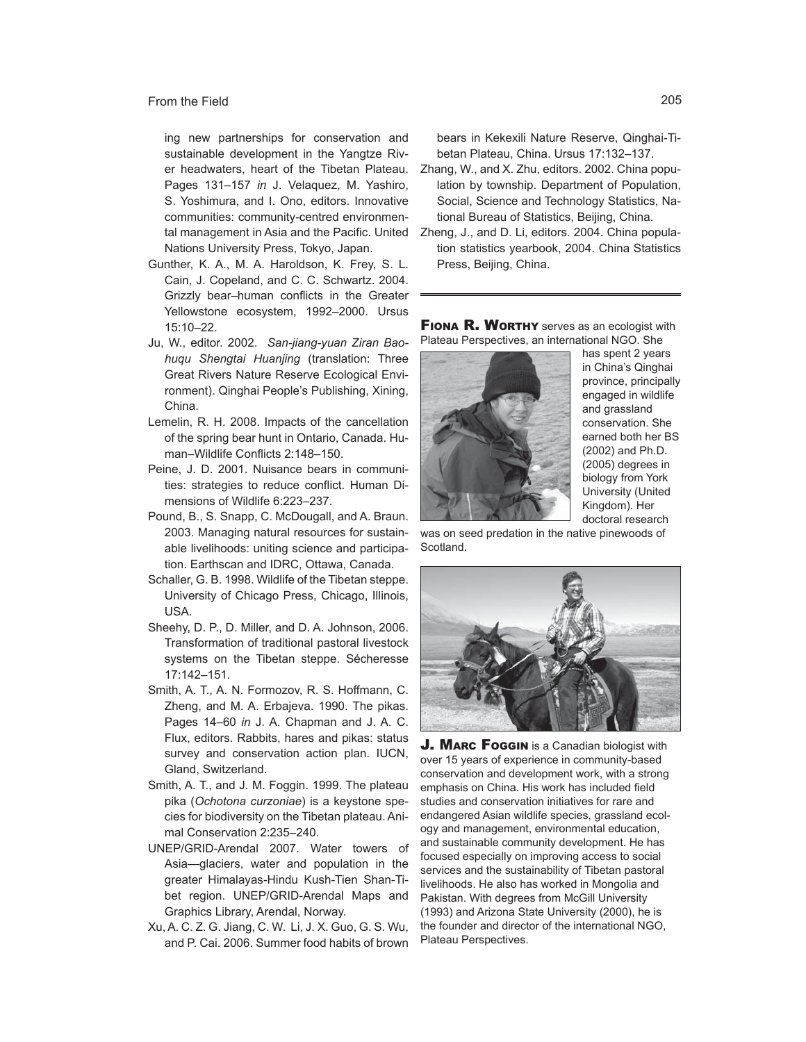ing new partnerships for conservation and sustainable development in the Yangtze River headwaters, heart of the Tibetan Plateau. Pages 131–157 *in* J. Velaquez, M. Yashiro, S. Yoshimura, and I. Ono, editors. Innovative communities: community-centred environmental management in Asia and the Pacific. United Nations University Press, Tokyo, Japan.

Gunther, K. A., M. A. Haroldson, K. Frey, S. L. Cain, J. Copeland, and C. C. Schwartz. 2004. Grizzly bear–human conflicts in the Greater Yellowstone ecosystem, 1992–2000. Ursus 15:10–22.

Ju, W., editor. 2002. *San-jiang-yuan Ziran Baohuqu Shengtai Huanjing* (translation: Three Great Rivers Nature Reserve Ecological Environment). Qinghai People's Publishing, Xining, China.

Lemelin, R. H. 2008. Impacts of the cancellation of the spring bear hunt in Ontario, Canada. Human–Wildlife Conflicts 2:148–150.

Peine, J. D. 2001. Nuisance bears in communities: strategies to reduce conflict. Human Dimensions of Wildlife 6:223–237.

Pound, B., S. Snapp, C. McDougall, and A. Braun. 2003. Managing natural resources for sustainable livelihoods: uniting science and participation. Earthscan and IDRC, Ottawa, Canada.

Schaller, G. B. 1998. Wildlife of the Tibetan steppe. University of Chicago Press, Chicago, Illinois, USA.

Sheehy, D. P., D. Miller, and D. A. Johnson, 2006. Transformation of traditional pastoral livestock systems on the Tibetan steppe. Sécheresse 17:142–151.

Smith, A. T., A. N. Formozov, R. S. Hoffmann, C. Zheng, and M. A. Erbajeva. 1990. The pikas. Pages 14–60 *in* J. A. Chapman and J. A. C. Flux, editors. Rabbits, hares and pikas: status survey and conservation action plan. IUCN, Gland, Switzerland.

Smith, A. T., and J. M. Foggin. 1999. The plateau pika (*Ochotona curzoniae*) is a keystone species for biodiversity on the Tibetan plateau. Animal Conservation 2:235–240.

UNEP/GRID-Arendal 2007. Water towers of Asia—glaciers, water and population in the greater Himalayas-Hindu Kush-Tien Shan-Tibet region. UNEP/GRID-Arendal Maps and Graphics Library, Arendal, Norway.

Xu, A. C. Z. G. Jiang, C. W. Li, J. X. Guo, G. S. Wu, and P. Cai. 2006. Summer food habits of brown bears in Kekexili Nature Reserve, Qinghai-Tibetan Plateau, China. Ursus 17:132–137.

Zhang, W., and X. Zhu, editors. 2002. China population by township. Department of Population, Social, Science and Technology Statistics, National Bureau of Statistics, Beijing, China.

Zheng, J., and D. Li, editors. 2004. China population statistics yearbook, 2004. China Statistics Press, Beijing, China.

---

**Fiona R. Worthy** serves as an ecologist with Plateau Perspectives, an international NGO. She has spent 2 years in China's Qinghai province, principally engaged in wildlife and grassland conservation. She earned both her BS (2002) and Ph.D. (2005) degrees in biology from York University (United Kingdom). Her doctoral research was on seed predation in the native pinewoods of Scotland.

**J. Marc Foggin** is a Canadian biologist with over 15 years of experience in community-based conservation and development work, with a strong emphasis on China. His work has included field studies and conservation initiatives for rare and endangered Asian wildlife species, grassland ecology and management, environmental education, and sustainable community development. He has focused especially on improving access to social services and the sustainability of Tibetan pastoral livelihoods. He also has worked in Mongolia and Pakistan. With degrees from McGill University (1993) and Arizona State University (2000), he is the founder and director of the international NGO, Plateau Perspectives.